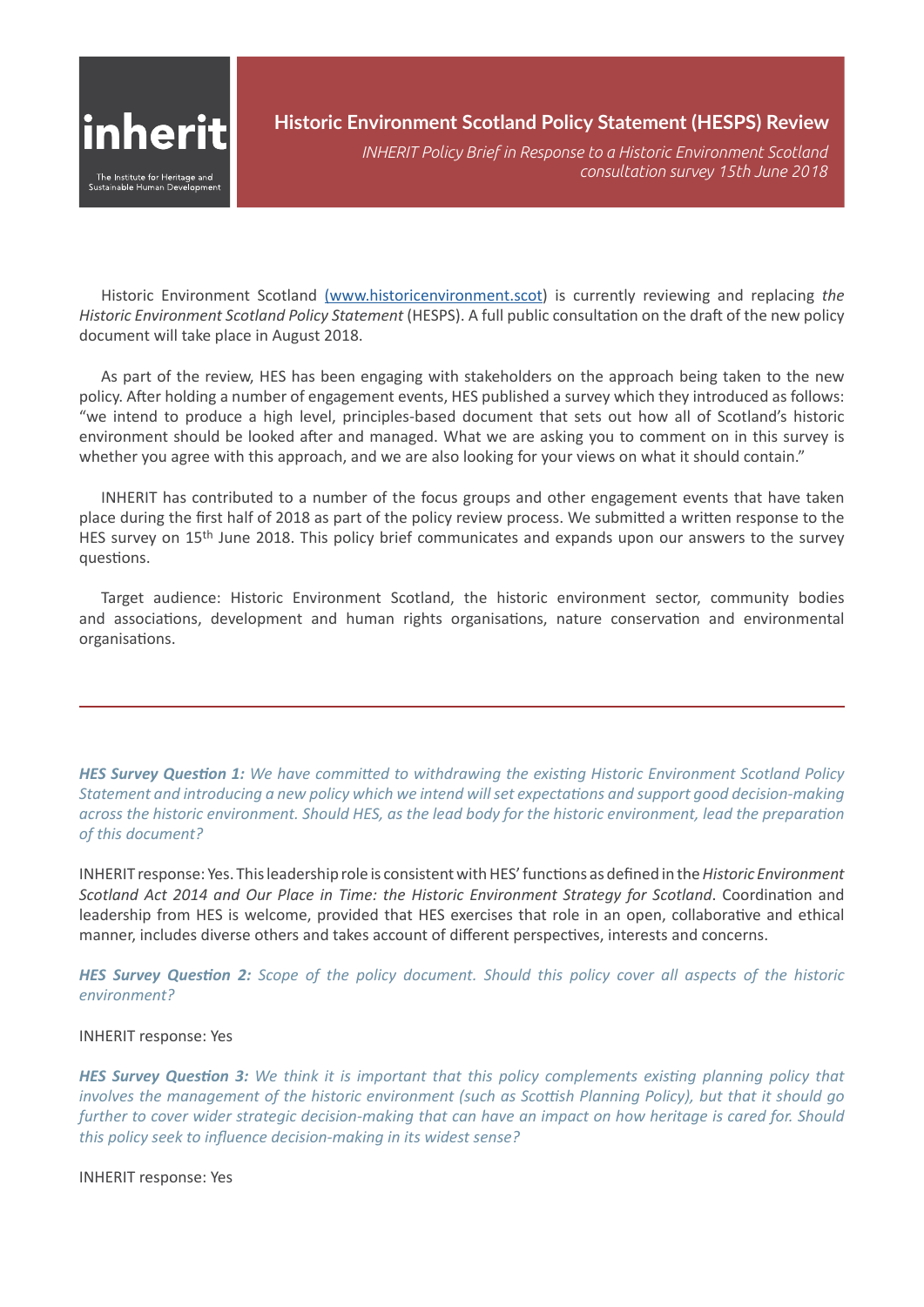inherit

The Institute for Heritage and Sustainable Human Development

# Historic Environment Scotland Policy Statement (HESPS) Review

*INHERIT Policy Brief in Response to a Historic Environment Scotland consultation survey 15th June 2018*

Historic Environment Scotland [(www.historicenvironment.scot)](http://www.historicenvironment.scot) is currently reviewing and replacing *the Historic Environment Scotland Policy Statement* (HESPS). A full public consultation on the draft of the new policy document will take place in August 2018.

As part of the review, HES has been engaging with stakeholders on the approach being taken to the new policy. After holding a number of engagement events, HES published a survey which they introduced as follows: "we intend to produce a high level, principles-based document that sets out how all of Scotland's historic environment should be looked after and managed. What we are asking you to comment on in this survey is whether you agree with this approach, and we are also looking for your views on what it should contain."

INHERIT has contributed to a number of the focus groups and other engagement events that have taken place during the first half of 2018 as part of the policy review process. We submitted a written response to the HES survey on 15th June 2018. This policy brief communicates and expands upon our answers to the survey questions.

Target audience: Historic Environment Scotland, the historic environment sector, community bodies and associations, development and human rights organisations, nature conservation and environmental organisations.

---

***HES Survey Question 1:*** *We have committed to withdrawing the existing Historic Environment Scotland Policy Statement and introducing a new policy which we intend will set expectations and support good decision-making across the historic environment. Should HES, as the lead body for the historic environment, lead the preparation of this document?*

INHERIT response: Yes. This leadership role is consistent with HES' functions as defined in the *Historic Environment Scotland Act 2014 and Our Place in Time: the Historic Environment Strategy for Scotland*. Coordination and leadership from HES is welcome, provided that HES exercises that role in an open, collaborative and ethical manner, includes diverse others and takes account of different perspectives, interests and concerns.

***HES Survey Question 2:*** *Scope of the policy document. Should this policy cover all aspects of the historic environment?*

INHERIT response: Yes

***HES Survey Question 3:*** *We think it is important that this policy complements existing planning policy that involves the management of the historic environment (such as Scottish Planning Policy), but that it should go further to cover wider strategic decision-making that can have an impact on how heritage is cared for. Should this policy seek to influence decision-making in its widest sense?*

INHERIT response: Yes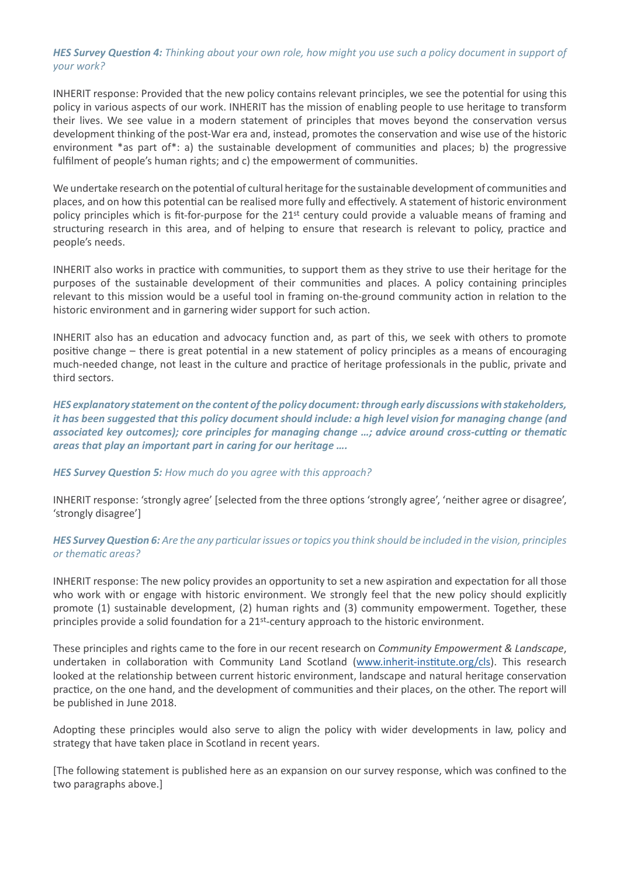***HES Survey Question 4:*** *Thinking about your own role, how might you use such a policy document in support of your work?*

INHERIT response: Provided that the new policy contains relevant principles, we see the potential for using this policy in various aspects of our work. INHERIT has the mission of enabling people to use heritage to transform their lives. We see value in a modern statement of principles that moves beyond the conservation versus development thinking of the post-War era and, instead, promotes the conservation and wise use of the historic environment *as part of*: a) the sustainable development of communities and places; b) the progressive fulfilment of people's human rights; and c) the empowerment of communities.

We undertake research on the potential of cultural heritage for the sustainable development of communities and places, and on how this potential can be realised more fully and effectively. A statement of historic environment policy principles which is fit-for-purpose for the 21st century could provide a valuable means of framing and structuring research in this area, and of helping to ensure that research is relevant to policy, practice and people's needs.

INHERIT also works in practice with communities, to support them as they strive to use their heritage for the purposes of the sustainable development of their communities and places. A policy containing principles relevant to this mission would be a useful tool in framing on-the-ground community action in relation to the historic environment and in garnering wider support for such action.

INHERIT also has an education and advocacy function and, as part of this, we seek with others to promote positive change – there is great potential in a new statement of policy principles as a means of encouraging much-needed change, not least in the culture and practice of heritage professionals in the public, private and third sectors.

***HES explanatory statement on the content of the policy document: through early discussions with stakeholders, it has been suggested that this policy document should include: a high level vision for managing change (and associated key outcomes); core principles for managing change …; advice around cross-cutting or thematic areas that play an important part in caring for our heritage ….***

***HES Survey Question 5:*** *How much do you agree with this approach?*

INHERIT response: 'strongly agree' [selected from the three options 'strongly agree', 'neither agree or disagree', 'strongly disagree']

***HES Survey Question 6:*** *Are the any particular issues or topics you think should be included in the vision, principles or thematic areas?*

INHERIT response: The new policy provides an opportunity to set a new aspiration and expectation for all those who work with or engage with historic environment. We strongly feel that the new policy should explicitly promote (1) sustainable development, (2) human rights and (3) community empowerment. Together, these principles provide a solid foundation for a 21st-century approach to the historic environment.

These principles and rights came to the fore in our recent research on *Community Empowerment & Landscape*, undertaken in collaboration with Community Land Scotland (www.inherit-institute.org/cls). This research looked at the relationship between current historic environment, landscape and natural heritage conservation practice, on the one hand, and the development of communities and their places, on the other. The report will be published in June 2018.

Adopting these principles would also serve to align the policy with wider developments in law, policy and strategy that have taken place in Scotland in recent years.

[The following statement is published here as an expansion on our survey response, which was confined to the two paragraphs above.]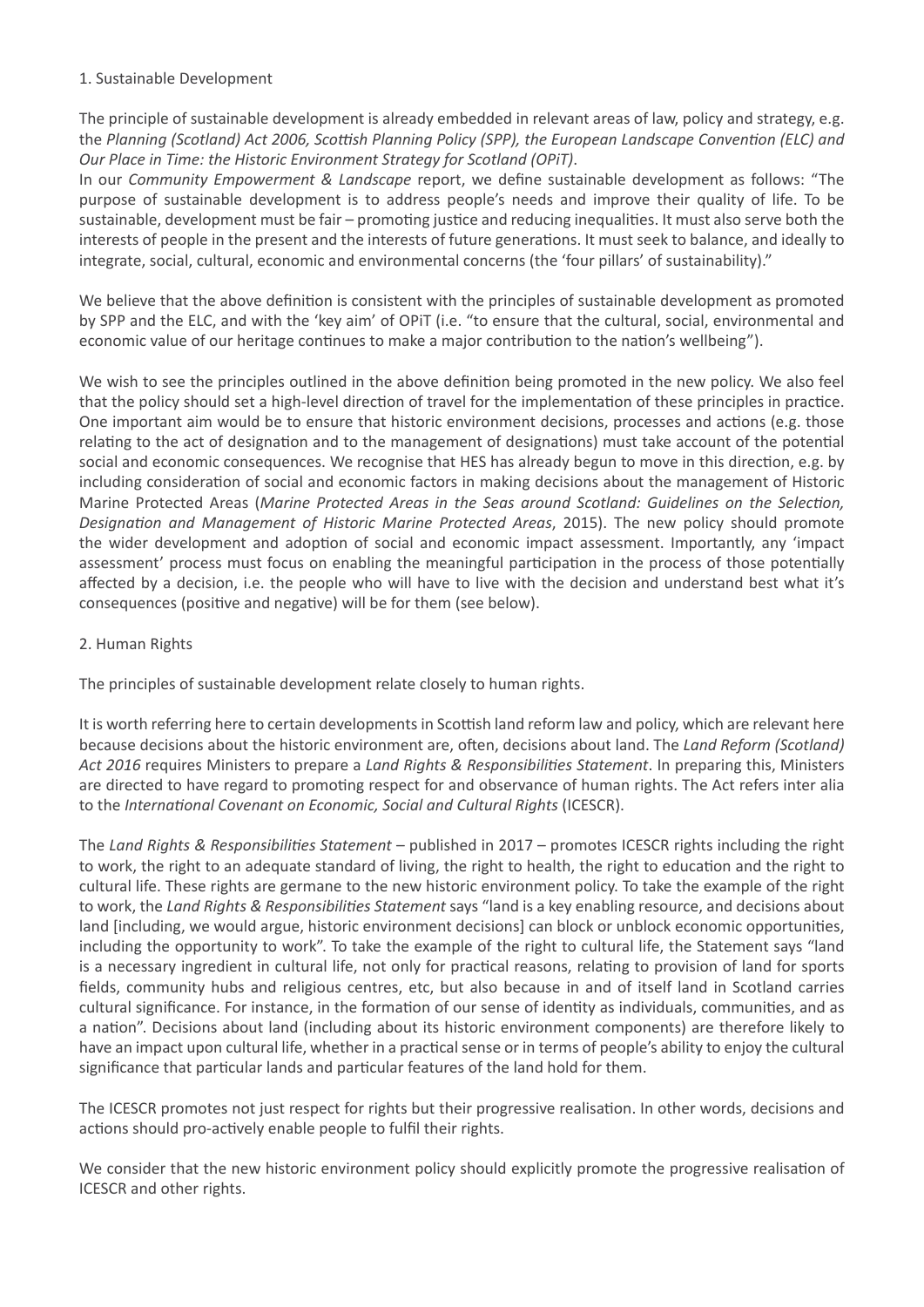1. Sustainable Development

The principle of sustainable development is already embedded in relevant areas of law, policy and strategy, e.g. the *Planning (Scotland) Act 2006, Scottish Planning Policy (SPP), the European Landscape Convention (ELC) and Our Place in Time: the Historic Environment Strategy for Scotland (OPiT)*.

In our *Community Empowerment & Landscape* report, we define sustainable development as follows: "The purpose of sustainable development is to address people's needs and improve their quality of life. To be sustainable, development must be fair – promoting justice and reducing inequalities. It must also serve both the interests of people in the present and the interests of future generations. It must seek to balance, and ideally to integrate, social, cultural, economic and environmental concerns (the 'four pillars' of sustainability)."

We believe that the above definition is consistent with the principles of sustainable development as promoted by SPP and the ELC, and with the 'key aim' of OPiT (i.e. "to ensure that the cultural, social, environmental and economic value of our heritage continues to make a major contribution to the nation's wellbeing").

We wish to see the principles outlined in the above definition being promoted in the new policy. We also feel that the policy should set a high-level direction of travel for the implementation of these principles in practice. One important aim would be to ensure that historic environment decisions, processes and actions (e.g. those relating to the act of designation and to the management of designations) must take account of the potential social and economic consequences. We recognise that HES has already begun to move in this direction, e.g. by including consideration of social and economic factors in making decisions about the management of Historic Marine Protected Areas (*Marine Protected Areas in the Seas around Scotland: Guidelines on the Selection, Designation and Management of Historic Marine Protected Areas*, 2015). The new policy should promote the wider development and adoption of social and economic impact assessment. Importantly, any 'impact assessment' process must focus on enabling the meaningful participation in the process of those potentially affected by a decision, i.e. the people who will have to live with the decision and understand best what it's consequences (positive and negative) will be for them (see below).

2. Human Rights

The principles of sustainable development relate closely to human rights.

It is worth referring here to certain developments in Scottish land reform law and policy, which are relevant here because decisions about the historic environment are, often, decisions about land. The *Land Reform (Scotland) Act 2016* requires Ministers to prepare a *Land Rights & Responsibilities Statement*. In preparing this, Ministers are directed to have regard to promoting respect for and observance of human rights. The Act refers inter alia to the *International Covenant on Economic, Social and Cultural Rights* (ICESCR).

The *Land Rights & Responsibilities Statement* – published in 2017 – promotes ICESCR rights including the right to work, the right to an adequate standard of living, the right to health, the right to education and the right to cultural life. These rights are germane to the new historic environment policy. To take the example of the right to work, the *Land Rights & Responsibilities Statement* says "land is a key enabling resource, and decisions about land [including, we would argue, historic environment decisions] can block or unblock economic opportunities, including the opportunity to work". To take the example of the right to cultural life, the Statement says "land is a necessary ingredient in cultural life, not only for practical reasons, relating to provision of land for sports fields, community hubs and religious centres, etc, but also because in and of itself land in Scotland carries cultural significance. For instance, in the formation of our sense of identity as individuals, communities, and as a nation". Decisions about land (including about its historic environment components) are therefore likely to have an impact upon cultural life, whether in a practical sense or in terms of people's ability to enjoy the cultural significance that particular lands and particular features of the land hold for them.

The ICESCR promotes not just respect for rights but their progressive realisation. In other words, decisions and actions should pro-actively enable people to fulfil their rights.

We consider that the new historic environment policy should explicitly promote the progressive realisation of ICESCR and other rights.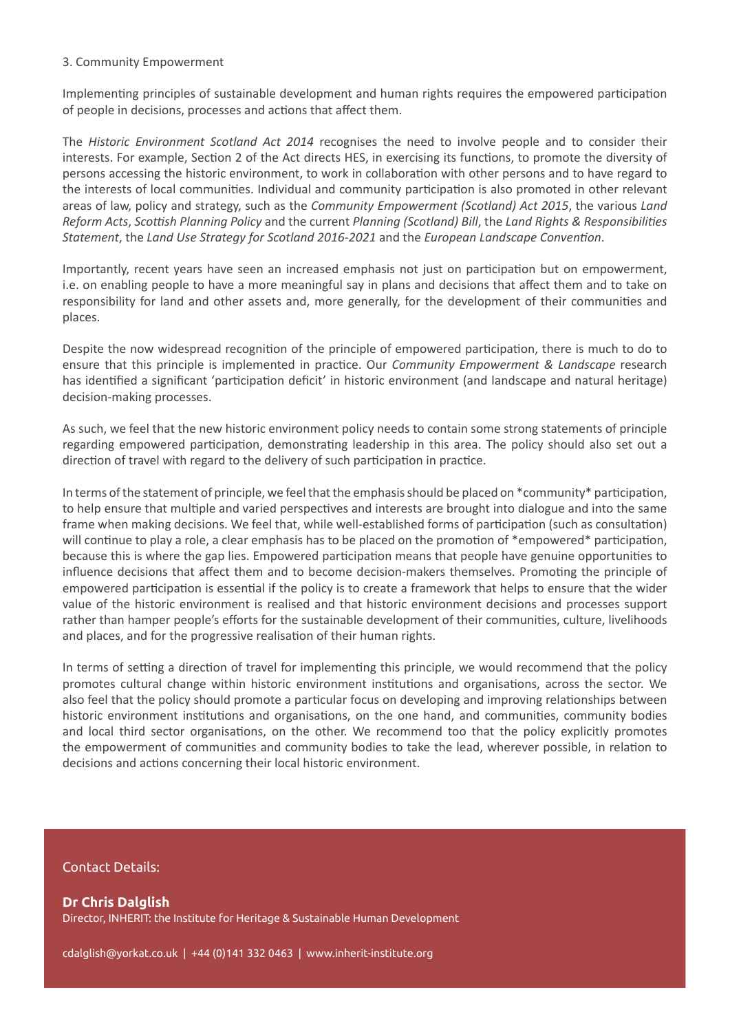## 3. Community Empowerment

Implementing principles of sustainable development and human rights requires the empowered participation of people in decisions, processes and actions that affect them.

The *Historic Environment Scotland Act 2014* recognises the need to involve people and to consider their interests. For example, Section 2 of the Act directs HES, in exercising its functions, to promote the diversity of persons accessing the historic environment, to work in collaboration with other persons and to have regard to the interests of local communities. Individual and community participation is also promoted in other relevant areas of law, policy and strategy, such as the *Community Empowerment (Scotland) Act 2015*, the various *Land Reform Acts*, *Scottish Planning Policy* and the current *Planning (Scotland) Bill*, the *Land Rights & Responsibilities Statement*, the *Land Use Strategy for Scotland 2016-2021* and the *European Landscape Convention*.

Importantly, recent years have seen an increased emphasis not just on participation but on empowerment, i.e. on enabling people to have a more meaningful say in plans and decisions that affect them and to take on responsibility for land and other assets and, more generally, for the development of their communities and places.

Despite the now widespread recognition of the principle of empowered participation, there is much to do to ensure that this principle is implemented in practice. Our *Community Empowerment & Landscape* research has identified a significant 'participation deficit' in historic environment (and landscape and natural heritage) decision-making processes.

As such, we feel that the new historic environment policy needs to contain some strong statements of principle regarding empowered participation, demonstrating leadership in this area. The policy should also set out a direction of travel with regard to the delivery of such participation in practice.

In terms of the statement of principle, we feel that the emphasis should be placed on *community* participation, to help ensure that multiple and varied perspectives and interests are brought into dialogue and into the same frame when making decisions. We feel that, while well-established forms of participation (such as consultation) will continue to play a role, a clear emphasis has to be placed on the promotion of *empowered* participation, because this is where the gap lies. Empowered participation means that people have genuine opportunities to influence decisions that affect them and to become decision-makers themselves. Promoting the principle of empowered participation is essential if the policy is to create a framework that helps to ensure that the wider value of the historic environment is realised and that historic environment decisions and processes support rather than hamper people's efforts for the sustainable development of their communities, culture, livelihoods and places, and for the progressive realisation of their human rights.

In terms of setting a direction of travel for implementing this principle, we would recommend that the policy promotes cultural change within historic environment institutions and organisations, across the sector. We also feel that the policy should promote a particular focus on developing and improving relationships between historic environment institutions and organisations, on the one hand, and communities, community bodies and local third sector organisations, on the other. We recommend too that the policy explicitly promotes the empowerment of communities and community bodies to take the lead, wherever possible, in relation to decisions and actions concerning their local historic environment.

Contact Details:

**Dr Chris Dalglish**
Director, INHERIT: the Institute for Heritage & Sustainable Human Development

cdalglish@yorkat.co.uk | +44 (0)141 332 0463 | www.inherit-institute.org